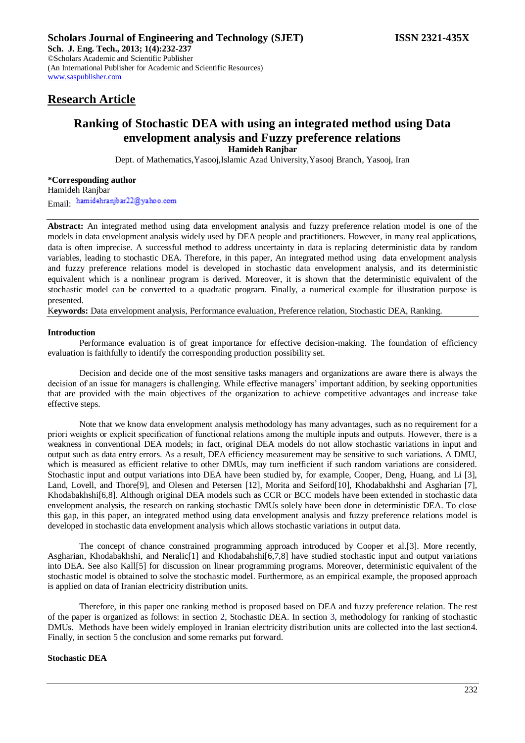# Research Article

## Ranking of Stochastic DEA with using an integrated method using Data envelopment analysis and Fuzzy preference relations

**Hamideh Ranjbar**

Dept. of Mathematics,Yasooj,Islamic Azad University,Yasooj Branch, Yasooj, Iran

**\*Corresponding author**
Hamideh Ranjbar
Email: hamidehranjbar22@yahoo.com

**Abstract:** An integrated method using data envelopment analysis and fuzzy preference relation model is one of the models in data envelopment analysis widely used by DEA people and practitioners. However, in many real applications, data is often imprecise. A successful method to address uncertainty in data is replacing deterministic data by random variables, leading to stochastic DEA. Therefore, in this paper, An integrated method using data envelopment analysis and fuzzy preference relations model is developed in stochastic data envelopment analysis, and its deterministic equivalent which is a nonlinear program is derived. Moreover, it is shown that the deterministic equivalent of the stochastic model can be converted to a quadratic program. Finally, a numerical example for illustration purpose is presented.

**Keywords:** Data envelopment analysis, Performance evaluation, Preference relation, Stochastic DEA, Ranking.

**Introduction**

Performance evaluation is of great importance for effective decision-making. The foundation of efficiency evaluation is faithfully to identify the corresponding production possibility set.

Decision and decide one of the most sensitive tasks managers and organizations are aware there is always the decision of an issue for managers is challenging. While effective managers' important addition, by seeking opportunities that are provided with the main objectives of the organization to achieve competitive advantages and increase take effective steps.

Note that we know data envelopment analysis methodology has many advantages, such as no requirement for a priori weights or explicit specification of functional relations among the multiple inputs and outputs. However, there is a weakness in conventional DEA models; in fact, original DEA models do not allow stochastic variations in input and output such as data entry errors. As a result, DEA efficiency measurement may be sensitive to such variations. A DMU, which is measured as efficient relative to other DMUs, may turn inefficient if such random variations are considered. Stochastic input and output variations into DEA have been studied by, for example, Cooper, Deng, Huang, and Li [3], Land, Lovell, and Thore[9], and Olesen and Petersen [12], Morita and Seiford[10], Khodabakhshi and Asgharian [7], Khodabakhshi[6,8]. Although original DEA models such as CCR or BCC models have been extended in stochastic data envelopment analysis, the research on ranking stochastic DMUs solely have been done in deterministic DEA. To close this gap, in this paper, an integrated method using data envelopment analysis and fuzzy preference relations model is developed in stochastic data envelopment analysis which allows stochastic variations in output data.

The concept of chance constrained programming approach introduced by Cooper et al.[3]. More recently, Asgharian, Khodabakhshi, and Neralic[1] and Khodabahshi[6,7,8] have studied stochastic input and output variations into DEA. See also Kall[5] for discussion on linear programming programs. Moreover, deterministic equivalent of the stochastic model is obtained to solve the stochastic model. Furthermore, as an empirical example, the proposed approach is applied on data of Iranian electricity distribution units.

Therefore, in this paper one ranking method is proposed based on DEA and fuzzy preference relation. The rest of the paper is organized as follows: in section 2, Stochastic DEA. In section 3, methodology for ranking of stochastic DMUs. Methods have been widely employed in Iranian electricity distribution units are collected into the last section4. Finally, in section 5 the conclusion and some remarks put forward.

**Stochastic DEA**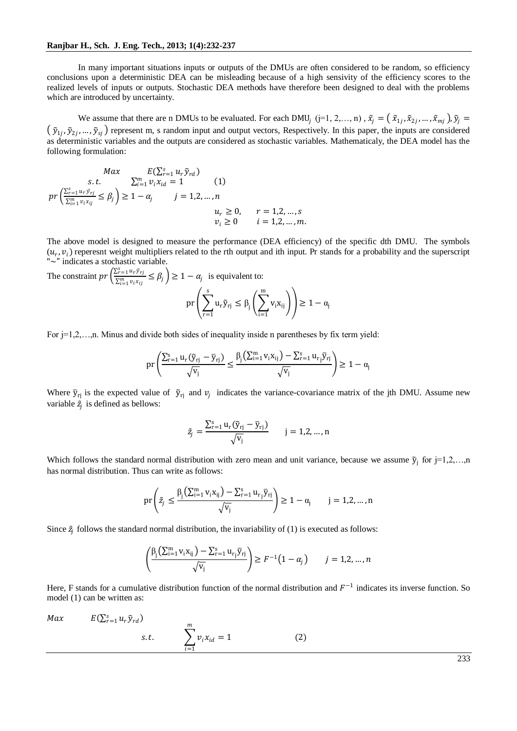In many important situations inputs or outputs of the DMUs are often considered to be random, so efficiency conclusions upon a deterministic DEA can be misleading because of a high sensivity of the efficiency scores to the realized levels of inputs or outputs. Stochastic DEA methods have therefore been designed to deal with the problems which are introduced by uncertainty.

We assume that there are n DMUs to be evaluated. For each DMU$_j$ (j=1, 2,…, n) , $\tilde{x}_j = (\tilde{x}_{1j}, \tilde{x}_{2j}, \dots, \tilde{x}_{mj})$, $\tilde{y}_j = (\tilde{y}_{1j}, \tilde{y}_{2j}, \dots, \tilde{y}_{sj})$ represent m, s random input and output vectors, Respectively. In this paper, the inputs are considered as deterministic variables and the outputs are considered as stochastic variables. Mathematicaly, the DEA model has the following formulation:

$$
\begin{aligned}
Max \quad & E\left(\sum_{r=1}^{s} u_r \tilde{y}_{rd}\right) \\
s.t. \quad & \sum_{i=1}^{m} v_i x_{id} = 1 \qquad (1) \\
& pr\left(\frac{\sum_{r=1}^{s} u_r \tilde{y}_{rj}}{\sum_{i=1}^{m} v_i x_{ij}} \le \beta_j\right) \ge 1-\alpha_j \qquad j = 1,2,\dots,n \\
& u_r \ge 0, \qquad r = 1,2,\dots,s \\
& v_i \ge 0 \qquad i = 1,2,\dots,m.
\end{aligned}
$$

The above model is designed to measure the performance (DEA efficiency) of the specific dth DMU. The symbols $(u_r, v_i)$ reperesnt weight multipliers related to the rth output and ith input. Pr stands for a probability and the superscript "~" indicates a stochastic variable.

The constraint $pr\left(\frac{\sum_{r=1}^{s} u_r \tilde{y}_{rj}}{\sum_{i=1}^{m} v_i x_{ij}} \le \beta_j\right) \ge 1-\alpha_j$ is equivalent to:

$$
\mathrm{pr}\left(\sum_{r=1}^{s} u_r \tilde{y}_{rj} \le \beta_j \left(\sum_{i=1}^{m} v_i x_{ij}\right)\right) \ge 1-\alpha_j
$$

For j=1,2,…,n. Minus and divide both sides of inequality inside n parentheses by fix term yield:

$$
\mathrm{pr}\left(\frac{\sum_{r=1}^{s} u_r (\tilde{y}_{rj} - \bar{y}_{rj})}{\sqrt{v_j}} \le \frac{\beta_j \left(\sum_{i=1}^{m} v_i x_{ij}\right) - \sum_{r=1}^{s} u_r \bar{y}_{rj}}{\sqrt{v_j}}\right) \ge 1-\alpha_j
$$

Where $\bar{y}_{rj}$ is the expected value of $\tilde{y}_{rj}$ and $v_j$ indicates the variance-covariance matrix of the jth DMU. Assume new variable $\tilde{z}_j$ is defined as bellows:

$$
\tilde{z}_j = \frac{\sum_{r=1}^{s} u_r (\tilde{y}_{rj} - \bar{y}_{rj})}{\sqrt{v_j}} \qquad j = 1,2,\dots,n
$$

Which follows the standard normal distribution with zero mean and unit variance, because we assume $\tilde{y}_j$ for j=1,2,…,n has normal distribution. Thus can write as follows:

$$
\mathrm{pr}\left(\tilde{z}_j \le \frac{\beta_j \left(\sum_{i=1}^{m} v_i x_{ij}\right) - \sum_{r=1}^{s} u_r \bar{y}_{rj}}{\sqrt{v_j}}\right) \ge 1-\alpha_j \qquad j = 1,2,\dots,n
$$

Since $\tilde{z}_j$ follows the standard normal distribution, the invariability of (1) is executed as follows:

$$
\left(\frac{\beta_j \left(\sum_{i=1}^{m} v_i x_{ij}\right) - \sum_{r=1}^{s} u_r \bar{y}_{rj}}{\sqrt{v_j}}\right) \ge F^{-1}(1-\alpha_j) \qquad j = 1,2,\dots,n
$$

Here, F stands for a cumulative distribution function of the normal distribution and $F^{-1}$ indicates its inverse function. So model (1) can be written as:

$$
\begin{aligned}
Max \quad & E\left(\sum_{r=1}^{s} u_r \tilde{y}_{rd}\right) \\
s.t. \quad & \sum_{i=1}^{m} v_i x_{id} = 1 \qquad (2)
\end{aligned}
$$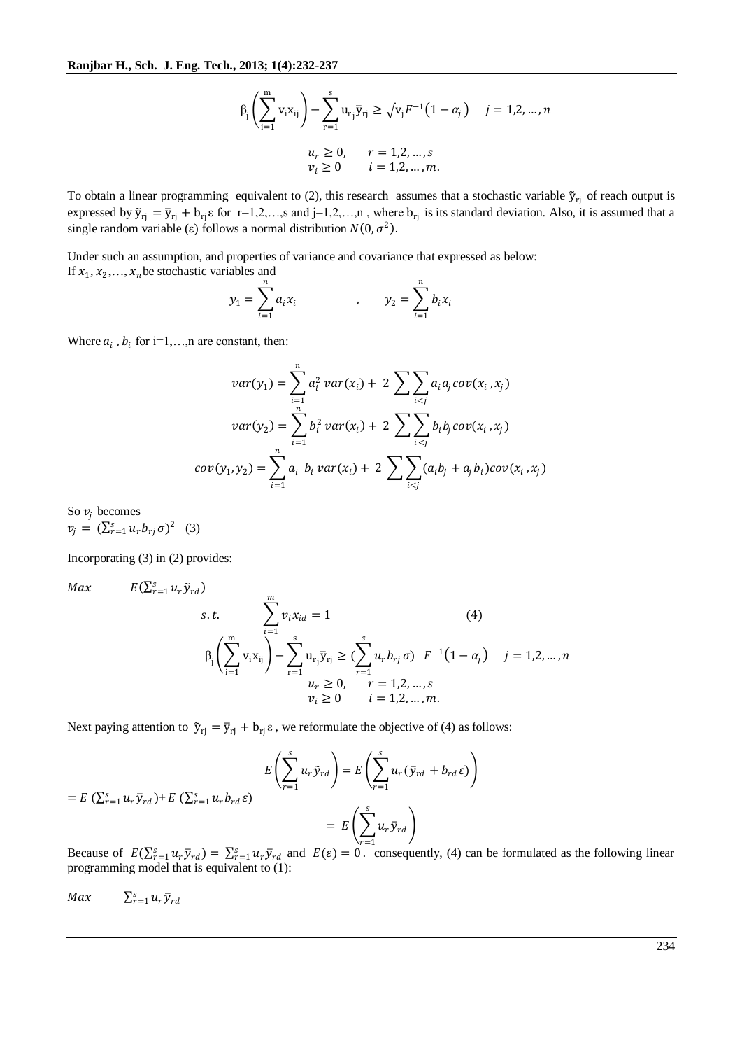$$\beta_j\left(\sum_{i=1}^{m} v_i x_{ij}\right) - \sum_{r=1}^{s} u_{rj}\bar{y}_{rj} \geq \sqrt{v_j}F^{-1}(1-\alpha_j) \quad j = 1,2,\dots,n$$

$$u_r \geq 0, \quad r = 1,2,\dots,s$$
$$v_i \geq 0 \quad i = 1,2,\dots,m.$$

To obtain a linear programming equivalent to (2), this research assumes that a stochastic variable $\tilde{y}_{rj}$ of reach output is expressed by $\tilde{y}_{rj} = \bar{y}_{rj} + b_{rj}\varepsilon$ for r=1,2,…,s and j=1,2,…,n , where $b_{rj}$ is its standard deviation. Also, it is assumed that a single random variable ($\varepsilon$) follows a normal distribution $N(0,\sigma^2)$.

Under such an assumption, and properties of variance and covariance that expressed as below:
If $x_1, x_2, \dots, x_n$ be stochastic variables and

$$y_1 = \sum_{i=1}^{n} a_i x_i \qquad , \qquad y_2 = \sum_{i=1}^{n} b_i x_i$$

Where $a_i$ , $b_i$ for i=1,…,n are constant, then:

$$var(y_1) = \sum_{i=1}^{n} a_i^2\, var(x_i) + 2\sum\sum_{i<j} a_i a_j\, cov(x_i, x_j)$$

$$var(y_2) = \sum_{i=1}^{n} b_i^2\, var(x_i) + 2\sum\sum_{i<j} b_i b_j\, cov(x_i, x_j)$$

$$cov(y_1, y_2) = \sum_{i=1}^{n} a_i\, b_i\, var(x_i) + 2\sum\sum_{i<j} (a_i b_j + a_j b_i) cov(x_i, x_j)$$

So $v_j$ becomes
$v_j = (\sum_{r=1}^{s} u_r b_{rj}\sigma)^2$ (3)

Incorporating (3) in (2) provides:

$$\begin{aligned}
Max \quad & E(\textstyle\sum_{r=1}^{s} u_r \tilde{y}_{rd}) \\
s.t. \quad & \sum_{i=1}^{m} v_i x_{id} = 1 \qquad\qquad (4) \\
& \beta_j\left(\sum_{i=1}^{m} v_i x_{ij}\right) - \sum_{r=1}^{s} u_{rj}\bar{y}_{rj} \geq \left(\sum_{r=1}^{s} u_r b_{rj}\sigma\right) F^{-1}(1-\alpha_j) \quad j = 1,2,\dots,n \\
& u_r \geq 0, \quad r = 1,2,\dots,s \\
& v_i \geq 0 \quad i = 1,2,\dots,m.
\end{aligned}$$

Next paying attention to $\tilde{y}_{rj} = \bar{y}_{rj} + b_{rj}\varepsilon$ , we reformulate the objective of (4) as follows:

$$E\left(\sum_{r=1}^{s} u_r \tilde{y}_{rd}\right) = E\left(\sum_{r=1}^{s} u_r(\bar{y}_{rd} + b_{rd}\varepsilon)\right)$$

$$= E\left(\textstyle\sum_{r=1}^{s} u_r \bar{y}_{rd}\right) + E\left(\textstyle\sum_{r=1}^{s} u_r b_{rd}\varepsilon\right)$$

$$= E\left(\sum_{r=1}^{s} u_r \bar{y}_{rd}\right)$$

Because of $E(\sum_{r=1}^{s} u_r \bar{y}_{rd}) = \sum_{r=1}^{s} u_r \bar{y}_{rd}$ and $E(\varepsilon) = 0$ . consequently, (4) can be formulated as the following linear programming model that is equivalent to (1):

$$Max \qquad \sum_{r=1}^{s} u_r \bar{y}_{rd}$$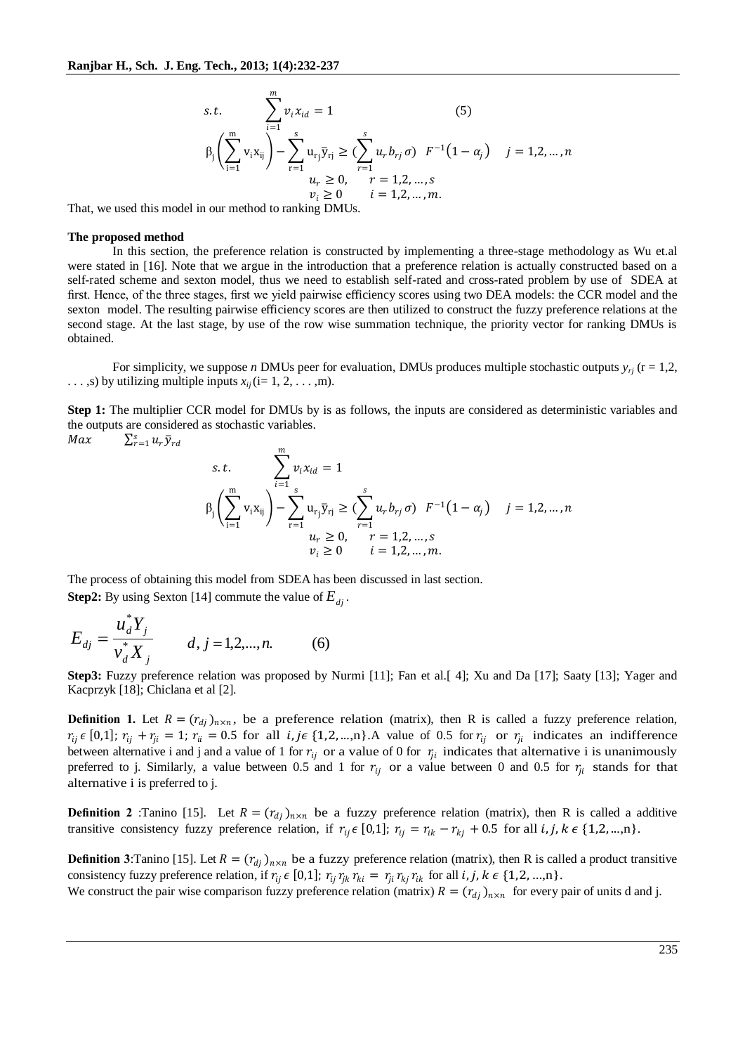$$
\begin{aligned}
s.t. \quad & \sum_{i=1}^{m} v_i x_{id} = 1 \qquad (5) \\
& \beta_j\left(\sum_{i=1}^{m} v_i x_{ij}\right) - \sum_{r=1}^{s} u_{rj}\bar{y}_{rj} \geq \left(\sum_{r=1}^{s} u_r b_{rj}\,\sigma\right) \; F^{-1}\left(1-\alpha_j\right) \quad j = 1,2,\ldots,n \\
& u_r \geq 0, \quad r = 1,2,\ldots,s \\
& v_i \geq 0 \quad i = 1,2,\ldots,m.
\end{aligned}
$$

That, we used this model in our method to ranking DMUs.

**The proposed method**

In this section, the preference relation is constructed by implementing a three-stage methodology as Wu et.al were stated in [16]. Note that we argue in the introduction that a preference relation is actually constructed based on a self-rated scheme and sexton model, thus we need to establish self-rated and cross-rated problem by use of SDEA at first. Hence, of the three stages, first we yield pairwise efficiency scores using two DEA models: the CCR model and the sexton model. The resulting pairwise efficiency scores are then utilized to construct the fuzzy preference relations at the second stage. At the last stage, by use of the row wise summation technique, the priority vector for ranking DMUs is obtained.

For simplicity, we suppose *n* DMUs peer for evaluation, DMUs produces multiple stochastic outputs $y_{rj}$ ($r = 1,2,\ldots,s$) by utilizing multiple inputs $x_{ij}$ ($i= 1, 2, \ldots ,m$).

**Step 1:** The multiplier CCR model for DMUs by is as follows, the inputs are considered as deterministic variables and the outputs are considered as stochastic variables.

$$
\begin{aligned}
Max \quad & \sum_{r=1}^{s} u_r \bar{y}_{rd} \\
s.t. \quad & \sum_{i=1}^{m} v_i x_{id} = 1 \\
& \beta_j\left(\sum_{i=1}^{m} v_i x_{ij}\right) - \sum_{r=1}^{s} u_{rj}\bar{y}_{rj} \geq \left(\sum_{r=1}^{s} u_r b_{rj}\,\sigma\right) \; F^{-1}\left(1-\alpha_j\right) \quad j = 1,2,\ldots,n \\
& u_r \geq 0, \quad r = 1,2,\ldots,s \\
& v_i \geq 0 \quad i = 1,2,\ldots,m.
\end{aligned}
$$

The process of obtaining this model from SDEA has been discussed in last section.

**Step2:** By using Sexton [14] commute the value of $E_{dj}$.

$$
E_{dj} = \frac{u_d^{*} Y_j}{v_d^{*} X_j} \qquad d, j = 1,2,\ldots,n. \qquad (6)
$$

**Step3:** Fuzzy preference relation was proposed by Nurmi [11]; Fan et al.[ 4]; Xu and Da [17]; Saaty [13]; Yager and Kacprzyk [18]; Chiclana et al [2].

**Definition 1.** Let $R = (r_{dj})_{n\times n}$, be a preference relation (matrix), then R is called a fuzzy preference relation, $r_{ij} \epsilon [0,1]$; $r_{ij} + r_{ji} = 1$; $r_{ii} = 0.5$ for all $i, j \epsilon \{1,2,\ldots,n\}$. A value of 0.5 for $r_{ij}$ or $r_{ji}$ indicates an indifference between alternative i and j and a value of 1 for $r_{ij}$ or a value of 0 for $r_{ji}$ indicates that alternative i is unanimously preferred to j. Similarly, a value between 0.5 and 1 for $r_{ij}$ or a value between 0 and 0.5 for $r_{ji}$ stands for that alternative i is preferred to j.

**Definition 2** :Tanino [15]. Let $R = (r_{dj})_{n\times n}$ be a fuzzy preference relation (matrix), then R is called a additive transitive consistency fuzzy preference relation, if $r_{ij} \epsilon [0,1]$; $r_{ij} = r_{ik} - r_{kj} + 0.5$ for all $i, j, k \epsilon \{1,2,\ldots,n\}$.

**Definition 3**:Tanino [15]. Let $R = (r_{dj})_{n\times n}$ be a fuzzy preference relation (matrix), then R is called a product transitive consistency fuzzy preference relation, if $r_{ij} \epsilon [0,1]$; $r_{ij} r_{jk} r_{ki} = r_{ji} r_{kj} r_{ik}$ for all $i, j, k \epsilon \{1,2,\ldots,n\}$.

We construct the pair wise comparison fuzzy preference relation (matrix) $R = (r_{dj})_{n\times n}$ for every pair of units d and j.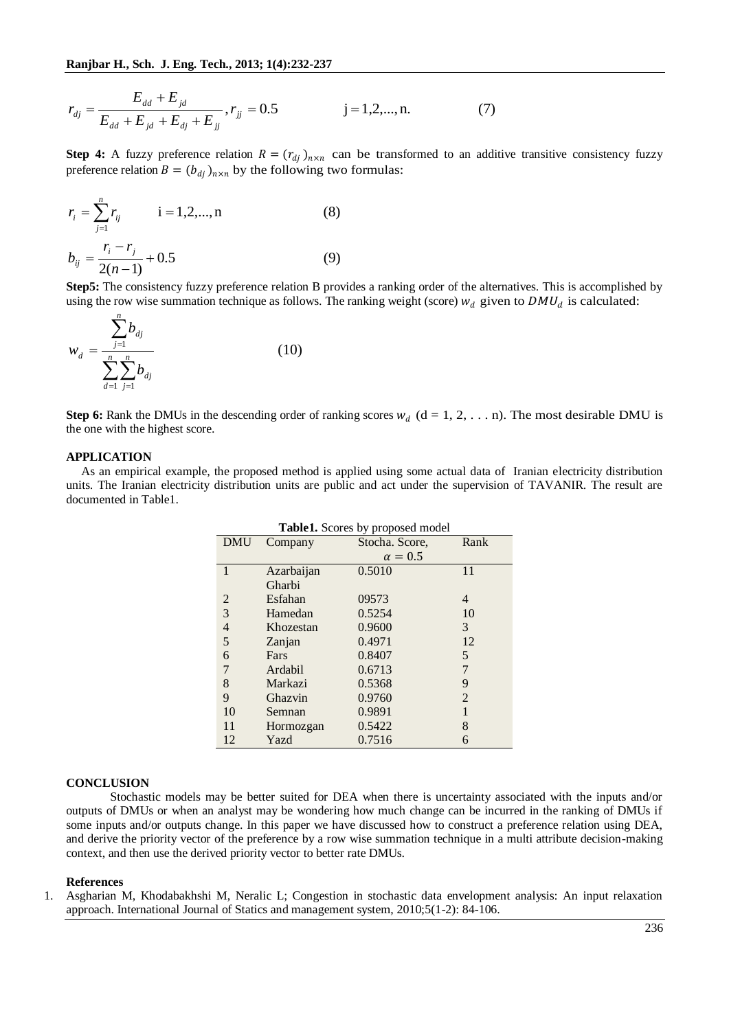$$r_{dj} = \frac{E_{dd} + E_{jd}}{E_{dd} + E_{jd} + E_{dj} + E_{jj}}, r_{jj} = 0.5 \qquad \text{j} = 1,2,..., \text{n.} \qquad (7)$$

**Step 4:** A fuzzy preference relation $R = (r_{dj})_{n \times n}$ can be transformed to an additive transitive consistency fuzzy preference relation $B = (b_{dj})_{n \times n}$ by the following two formulas:

$$r_i = \sum_{j=1}^{n} r_{ij} \qquad \text{i} = 1,2,..., \text{n} \qquad (8)$$

$$b_{ij} = \frac{r_i - r_j}{2(n-1)} + 0.5 \qquad (9)$$

**Step5:** The consistency fuzzy preference relation B provides a ranking order of the alternatives. This is accomplished by using the row wise summation technique as follows. The ranking weight (score) $w_d$ given to $DMU_d$ is calculated:

$$w_d = \frac{\sum_{j=1}^{n} b_{dj}}{\sum_{d=1}^{n} \sum_{j=1}^{n} b_{dj}} \qquad (10)$$

**Step 6:** Rank the DMUs in the descending order of ranking scores $w_d$ (d = 1, 2, . . . n). The most desirable DMU is the one with the highest score.

## APPLICATION

As an empirical example, the proposed method is applied using some actual data of Iranian electricity distribution units. The Iranian electricity distribution units are public and act under the supervision of TAVANIR. The result are documented in Table1.

**Table1.** Scores by proposed model

| DMU | Company | Stocha. Score, $\alpha = 0.5$ | Rank |
|---|---|---|---|
| 1 | Azarbaijan Gharbi | 0.5010 | 11 |
| 2 | Esfahan | 09573 | 4 |
| 3 | Hamedan | 0.5254 | 10 |
| 4 | Khozestan | 0.9600 | 3 |
| 5 | Zanjan | 0.4971 | 12 |
| 6 | Fars | 0.8407 | 5 |
| 7 | Ardabil | 0.6713 | 7 |
| 8 | Markazi | 0.5368 | 9 |
| 9 | Ghazvin | 0.9760 | 2 |
| 10 | Semnan | 0.9891 | 1 |
| 11 | Hormozgan | 0.5422 | 8 |
| 12 | Yazd | 0.7516 | 6 |

## CONCLUSION

Stochastic models may be better suited for DEA when there is uncertainty associated with the inputs and/or outputs of DMUs or when an analyst may be wondering how much change can be incurred in the ranking of DMUs if some inputs and/or outputs change. In this paper we have discussed how to construct a preference relation using DEA, and derive the priority vector of the preference by a row wise summation technique in a multi attribute decision-making context, and then use the derived priority vector to better rate DMUs.

## References

1. Asgharian M, Khodabakhshi M, Neralic L; Congestion in stochastic data envelopment analysis: An input relaxation approach. International Journal of Statics and management system, 2010;5(1-2): 84-106.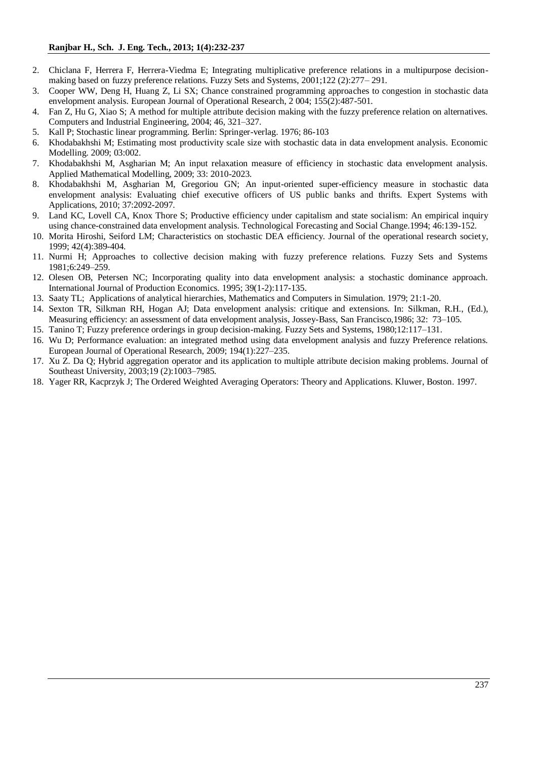2. Chiclana F, Herrera F, Herrera-Viedma E; Integrating multiplicative preference relations in a multipurpose decision-making based on fuzzy preference relations. Fuzzy Sets and Systems, 2001;122 (2):277– 291.
3. Cooper WW, Deng H, Huang Z, Li SX; Chance constrained programming approaches to congestion in stochastic data envelopment analysis. European Journal of Operational Research, 2 004; 155(2):487-501.
4. Fan Z, Hu G, Xiao S; A method for multiple attribute decision making with the fuzzy preference relation on alternatives. Computers and Industrial Engineering, 2004; 46, 321–327.
5. Kall P; Stochastic linear programming. Berlin: Springer-verlag. 1976; 86-103
6. Khodabakhshi M; Estimating most productivity scale size with stochastic data in data envelopment analysis. Economic Modelling. 2009; 03:002.
7. Khodabakhshi M, Asgharian M; An input relaxation measure of efficiency in stochastic data envelopment analysis. Applied Mathematical Modelling, 2009; 33: 2010-2023.
8. Khodabakhshi M, Asgharian M, Gregoriou GN; An input-oriented super-efficiency measure in stochastic data envelopment analysis: Evaluating chief executive officers of US public banks and thrifts. Expert Systems with Applications, 2010; 37:2092-2097.
9. Land KC, Lovell CA, Knox Thore S; Productive efficiency under capitalism and state socialism: An empirical inquiry using chance-constrained data envelopment analysis. Technological Forecasting and Social Change.1994; 46:139-152.
10. Morita Hiroshi, Seiford LM; Characteristics on stochastic DEA efficiency. Journal of the operational research society, 1999; 42(4):389-404.
11. Nurmi H; Approaches to collective decision making with fuzzy preference relations. Fuzzy Sets and Systems 1981;6:249–259.
12. Olesen OB, Petersen NC; Incorporating quality into data envelopment analysis: a stochastic dominance approach. International Journal of Production Economics. 1995; 39(1-2):117-135.
13. Saaty TL; Applications of analytical hierarchies, Mathematics and Computers in Simulation. 1979; 21:1-20.
14. Sexton TR, Silkman RH, Hogan AJ; Data envelopment analysis: critique and extensions. In: Silkman, R.H., (Ed.), Measuring efficiency: an assessment of data envelopment analysis, Jossey-Bass, San Francisco,1986; 32: 73–105.
15. Tanino T; Fuzzy preference orderings in group decision-making. Fuzzy Sets and Systems, 1980;12:117–131.
16. Wu D; Performance evaluation: an integrated method using data envelopment analysis and fuzzy Preference relations. European Journal of Operational Research, 2009; 194(1):227–235.
17. Xu Z. Da Q; Hybrid aggregation operator and its application to multiple attribute decision making problems. Journal of Southeast University, 2003;19 (2):1003–7985.
18. Yager RR, Kacprzyk J; The Ordered Weighted Averaging Operators: Theory and Applications. Kluwer, Boston. 1997.